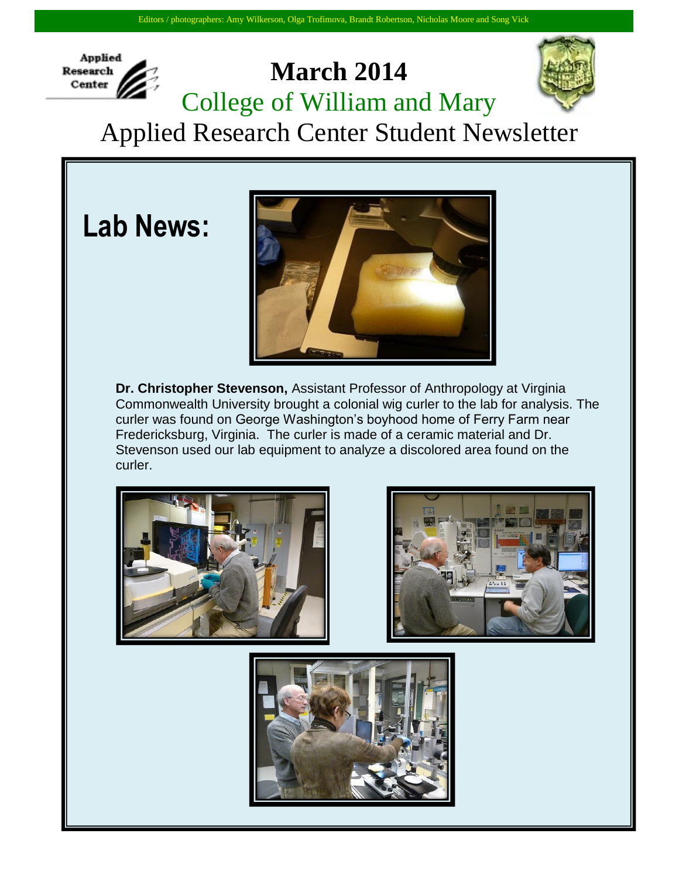Editors / photographers: Amy Wilkerson, Olga Trofimova, Brandt Robertson, Nicholas Moore and Song Vick

# March 2014

## College of William and Mary

## Applied Research Center Student Newsletter

## Lab News:

**Dr. Christopher Stevenson,** Assistant Professor of Anthropology at Virginia Commonwealth University brought a colonial wig curler to the lab for analysis. The curler was found on George Washington's boyhood home of Ferry Farm near Fredericksburg, Virginia. The curler is made of a ceramic material and Dr. Stevenson used our lab equipment to analyze a discolored area found on the curler.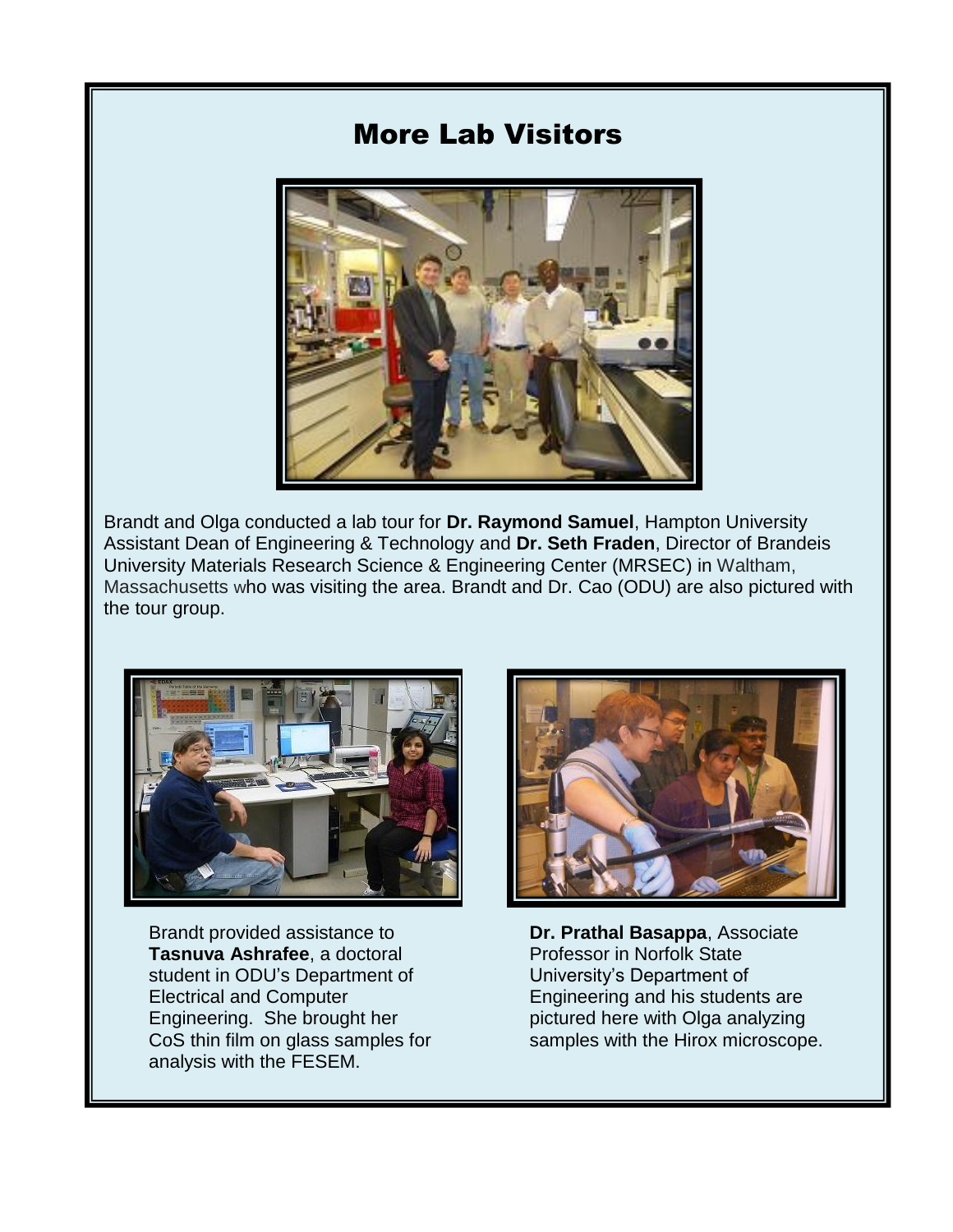# More Lab Visitors

Brandt and Olga conducted a lab tour for **Dr. Raymond Samuel**, Hampton University Assistant Dean of Engineering & Technology and **Dr. Seth Fraden**, Director of Brandeis University Materials Research Science & Engineering Center (MRSEC) in Waltham, Massachusetts who was visiting the area. Brandt and Dr. Cao (ODU) are also pictured with the tour group.

Brandt provided assistance to **Tasnuva Ashrafee**, a doctoral student in ODU's Department of Electrical and Computer Engineering. She brought her CoS thin film on glass samples for analysis with the FESEM.

**Dr. Prathal Basappa**, Associate Professor in Norfolk State University's Department of Engineering and his students are pictured here with Olga analyzing samples with the Hirox microscope.